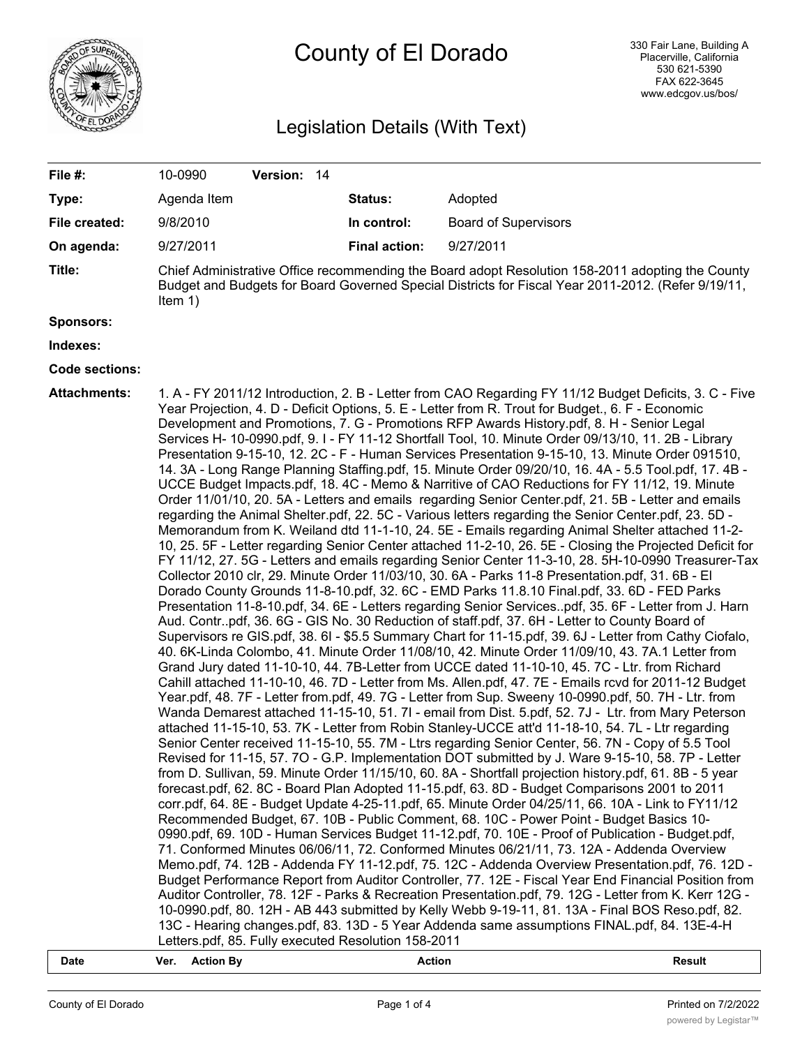# County of El Dorado

330 Fair Lane, Building A
Placerville, California
530 621-5390
FAX 622-3645
www.edcgov.us/bos/

## Legislation Details (With Text)

| | | | |
|---|---|---|---|
| **File #:** | 10-0990 **Version:** 14 | | |
| **Type:** | Agenda Item | **Status:** | Adopted |
| **File created:** | 9/8/2010 | **In control:** | Board of Supervisors |
| **On agenda:** | 9/27/2011 | **Final action:** | 9/27/2011 |

**Title:** Chief Administrative Office recommending the Board adopt Resolution 158-2011 adopting the County Budget and Budgets for Board Governed Special Districts for Fiscal Year 2011-2012. (Refer 9/19/11, Item 1)

**Sponsors:**

**Indexes:**

**Code sections:**

**Attachments:** 1. A - FY 2011/12 Introduction, 2. B - Letter from CAO Regarding FY 11/12 Budget Deficits, 3. C - Five Year Projection, 4. D - Deficit Options, 5. E - Letter from R. Trout for Budget., 6. F - Economic Development and Promotions, 7. G - Promotions RFP Awards History.pdf, 8. H - Senior Legal Services H- 10-0990.pdf, 9. I - FY 11-12 Shortfall Tool, 10. Minute Order 09/13/10, 11. 2B - Library Presentation 9-15-10, 12. 2C - F - Human Services Presentation 9-15-10, 13. Minute Order 091510, 14. 3A - Long Range Planning Staffing.pdf, 15. Minute Order 09/20/10, 16. 4A - 5.5 Tool.pdf, 17. 4B - UCCE Budget Impacts.pdf, 18. 4C - Memo & Narritive of CAO Reductions for FY 11/12, 19. Minute Order 11/01/10, 20. 5A - Letters and emails regarding Senior Center.pdf, 21. 5B - Letter and emails regarding the Animal Shelter.pdf, 22. 5C - Various letters regarding the Senior Center.pdf, 23. 5D - Memorandum from K. Weiland dtd 11-1-10, 24. 5E - Emails regarding Animal Shelter attached 11-2-10, 25. 5F - Letter regarding Senior Center attached 11-2-10, 26. 5E - Closing the Projected Deficit for FY 11/12, 27. 5G - Letters and emails regarding Senior Center 11-3-10, 28. 5H-10-0990 Treasurer-Tax Collector 2010 clr, 29. Minute Order 11/03/10, 30. 6A - Parks 11-8 Presentation.pdf, 31. 6B - El Dorado County Grounds 11-8-10.pdf, 32. 6C - EMD Parks 11.8.10 Final.pdf, 33. 6D - FED Parks Presentation 11-8-10.pdf, 34. 6E - Letters regarding Senior Services..pdf, 35. 6F - Letter from J. Harn Aud. Contr..pdf, 36. 6G - GIS No. 30 Reduction of staff.pdf, 37. 6H - Letter to County Board of Supervisors re GIS.pdf, 38. 6I - $5.5 Summary Chart for 11-15.pdf, 39. 6J - Letter from Cathy Ciofalo, 40. 6K-Linda Colombo, 41. Minute Order 11/08/10, 42. Minute Order 11/09/10, 43. 7A.1 Letter from Grand Jury dated 11-10-10, 44. 7B-Letter from UCCE dated 11-10-10, 45. 7C - Ltr. from Richard Cahill attached 11-10-10, 46. 7D - Letter from Ms. Allen.pdf, 47. 7E - Emails rcvd for 2011-12 Budget Year.pdf, 48. 7F - Letter from.pdf, 49. 7G - Letter from Sup. Sweeny 10-0990.pdf, 50. 7H - Ltr. from Wanda Demarest attached 11-15-10, 51. 7I - email from Dist. 5.pdf, 52. 7J - Ltr. from Mary Peterson attached 11-15-10, 53. 7K - Letter from Robin Stanley-UCCE att'd 11-18-10, 54. 7L - Ltr regarding Senior Center received 11-15-10, 55. 7M - Ltrs regarding Senior Center, 56. 7N - Copy of 5.5 Tool Revised for 11-15, 57. 7O - G.P. Implementation DOT submitted by J. Ware 9-15-10, 58. 7P - Letter from D. Sullivan, 59. Minute Order 11/15/10, 60. 8A - Shortfall projection history.pdf, 61. 8B - 5 year forecast.pdf, 62. 8C - Board Plan Adopted 11-15.pdf, 63. 8D - Budget Comparisons 2001 to 2011 corr.pdf, 64. 8E - Budget Update 4-25-11.pdf, 65. Minute Order 04/25/11, 66. 10A - Link to FY11/12 Recommended Budget, 67. 10B - Public Comment, 68. 10C - Power Point - Budget Basics 10-0990.pdf, 69. 10D - Human Services Budget 11-12.pdf, 70. 10E - Proof of Publication - Budget.pdf, 71. Conformed Minutes 06/06/11, 72. Conformed Minutes 06/21/11, 73. 12A - Addenda Overview Memo.pdf, 74. 12B - Addenda FY 11-12.pdf, 75. 12C - Addenda Overview Presentation.pdf, 76. 12D - Budget Performance Report from Auditor Controller, 77. 12E - Fiscal Year End Financial Position from Auditor Controller, 78. 12F - Parks & Recreation Presentation.pdf, 79. 12G - Letter from K. Kerr 12G - 10-0990.pdf, 80. 12H - AB 443 submitted by Kelly Webb 9-19-11, 81. 13A - Final BOS Reso.pdf, 82. 13C - Hearing changes.pdf, 83. 13D - 5 Year Addenda same assumptions FINAL.pdf, 84. 13E-4-H Letters.pdf, 85. Fully executed Resolution 158-2011

| Date | Ver. | Action By | Action | Result |
|---|---|---|---|---|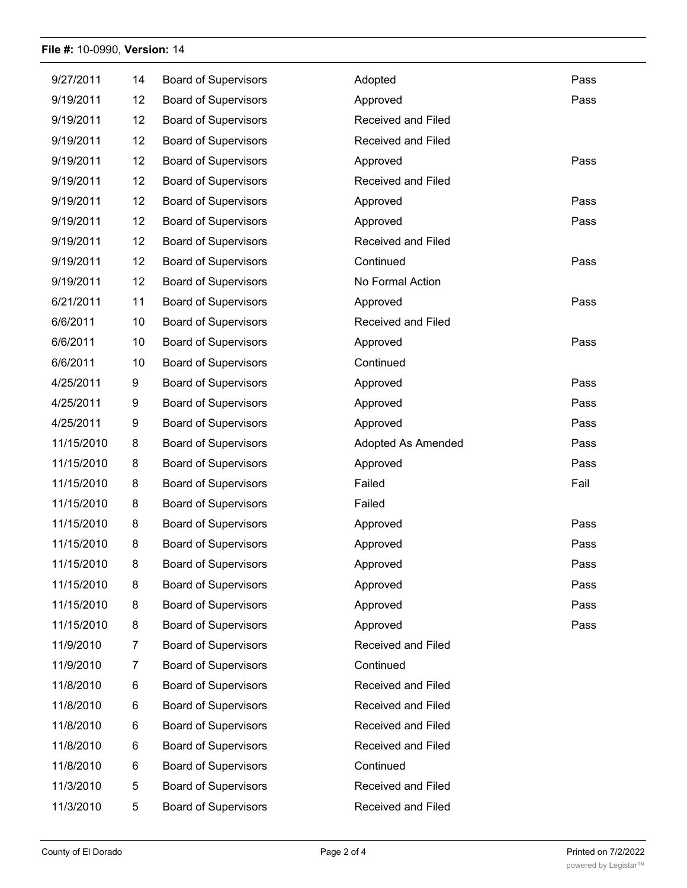**File #:** 10-0990, **Version:** 14

| | | | | |
|---|---|---|---|---|
| 9/27/2011 | 14 | Board of Supervisors | Adopted | Pass |
| 9/19/2011 | 12 | Board of Supervisors | Approved | Pass |
| 9/19/2011 | 12 | Board of Supervisors | Received and Filed | |
| 9/19/2011 | 12 | Board of Supervisors | Received and Filed | |
| 9/19/2011 | 12 | Board of Supervisors | Approved | Pass |
| 9/19/2011 | 12 | Board of Supervisors | Received and Filed | |
| 9/19/2011 | 12 | Board of Supervisors | Approved | Pass |
| 9/19/2011 | 12 | Board of Supervisors | Approved | Pass |
| 9/19/2011 | 12 | Board of Supervisors | Received and Filed | |
| 9/19/2011 | 12 | Board of Supervisors | Continued | Pass |
| 9/19/2011 | 12 | Board of Supervisors | No Formal Action | |
| 6/21/2011 | 11 | Board of Supervisors | Approved | Pass |
| 6/6/2011 | 10 | Board of Supervisors | Received and Filed | |
| 6/6/2011 | 10 | Board of Supervisors | Approved | Pass |
| 6/6/2011 | 10 | Board of Supervisors | Continued | |
| 4/25/2011 | 9 | Board of Supervisors | Approved | Pass |
| 4/25/2011 | 9 | Board of Supervisors | Approved | Pass |
| 4/25/2011 | 9 | Board of Supervisors | Approved | Pass |
| 11/15/2010 | 8 | Board of Supervisors | Adopted As Amended | Pass |
| 11/15/2010 | 8 | Board of Supervisors | Approved | Pass |
| 11/15/2010 | 8 | Board of Supervisors | Failed | Fail |
| 11/15/2010 | 8 | Board of Supervisors | Failed | |
| 11/15/2010 | 8 | Board of Supervisors | Approved | Pass |
| 11/15/2010 | 8 | Board of Supervisors | Approved | Pass |
| 11/15/2010 | 8 | Board of Supervisors | Approved | Pass |
| 11/15/2010 | 8 | Board of Supervisors | Approved | Pass |
| 11/15/2010 | 8 | Board of Supervisors | Approved | Pass |
| 11/15/2010 | 8 | Board of Supervisors | Approved | Pass |
| 11/9/2010 | 7 | Board of Supervisors | Received and Filed | |
| 11/9/2010 | 7 | Board of Supervisors | Continued | |
| 11/8/2010 | 6 | Board of Supervisors | Received and Filed | |
| 11/8/2010 | 6 | Board of Supervisors | Received and Filed | |
| 11/8/2010 | 6 | Board of Supervisors | Received and Filed | |
| 11/8/2010 | 6 | Board of Supervisors | Received and Filed | |
| 11/8/2010 | 6 | Board of Supervisors | Continued | |
| 11/3/2010 | 5 | Board of Supervisors | Received and Filed | |
| 11/3/2010 | 5 | Board of Supervisors | Received and Filed | |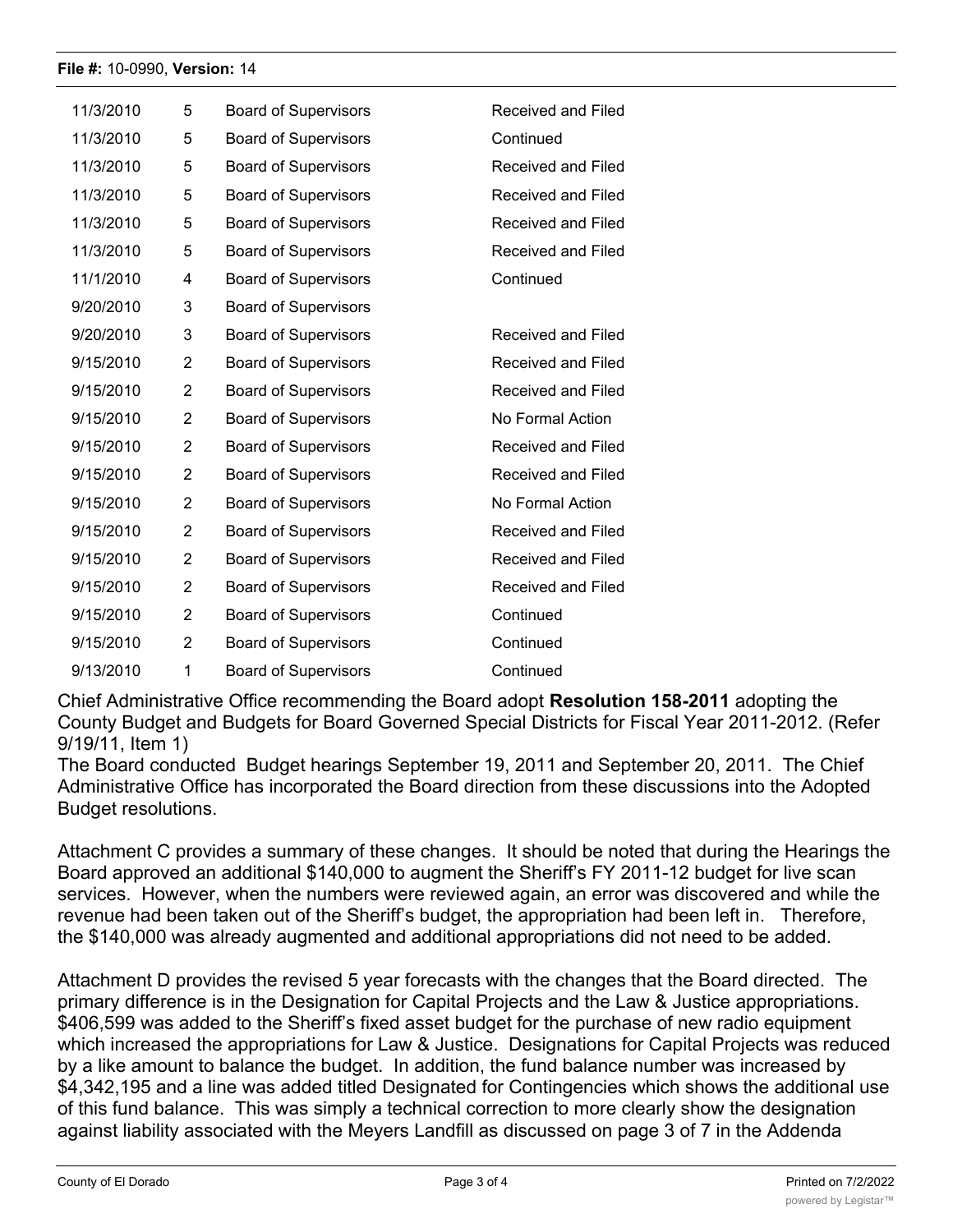| 11/3/2010 | 5 | Board of Supervisors | Received and Filed |
|---|---|---|---|
| 11/3/2010 | 5 | Board of Supervisors | Continued |
| 11/3/2010 | 5 | Board of Supervisors | Received and Filed |
| 11/3/2010 | 5 | Board of Supervisors | Received and Filed |
| 11/3/2010 | 5 | Board of Supervisors | Received and Filed |
| 11/3/2010 | 5 | Board of Supervisors | Received and Filed |
| 11/1/2010 | 4 | Board of Supervisors | Continued |
| 9/20/2010 | 3 | Board of Supervisors | |
| 9/20/2010 | 3 | Board of Supervisors | Received and Filed |
| 9/15/2010 | 2 | Board of Supervisors | Received and Filed |
| 9/15/2010 | 2 | Board of Supervisors | Received and Filed |
| 9/15/2010 | 2 | Board of Supervisors | No Formal Action |
| 9/15/2010 | 2 | Board of Supervisors | Received and Filed |
| 9/15/2010 | 2 | Board of Supervisors | Received and Filed |
| 9/15/2010 | 2 | Board of Supervisors | No Formal Action |
| 9/15/2010 | 2 | Board of Supervisors | Received and Filed |
| 9/15/2010 | 2 | Board of Supervisors | Received and Filed |
| 9/15/2010 | 2 | Board of Supervisors | Received and Filed |
| 9/15/2010 | 2 | Board of Supervisors | Continued |
| 9/15/2010 | 2 | Board of Supervisors | Continued |
| 9/13/2010 | 1 | Board of Supervisors | Continued |

Chief Administrative Office recommending the Board adopt **Resolution 158-2011** adopting the County Budget and Budgets for Board Governed Special Districts for Fiscal Year 2011-2012. (Refer 9/19/11, Item 1)

The Board conducted Budget hearings September 19, 2011 and September 20, 2011. The Chief Administrative Office has incorporated the Board direction from these discussions into the Adopted Budget resolutions.

Attachment C provides a summary of these changes. It should be noted that during the Hearings the Board approved an additional $140,000 to augment the Sheriff's FY 2011-12 budget for live scan services. However, when the numbers were reviewed again, an error was discovered and while the revenue had been taken out of the Sheriff's budget, the appropriation had been left in. Therefore, the $140,000 was already augmented and additional appropriations did not need to be added.

Attachment D provides the revised 5 year forecasts with the changes that the Board directed. The primary difference is in the Designation for Capital Projects and the Law & Justice appropriations. $406,599 was added to the Sheriff's fixed asset budget for the purchase of new radio equipment which increased the appropriations for Law & Justice. Designations for Capital Projects was reduced by a like amount to balance the budget. In addition, the fund balance number was increased by $4,342,195 and a line was added titled Designated for Contingencies which shows the additional use of this fund balance. This was simply a technical correction to more clearly show the designation against liability associated with the Meyers Landfill as discussed on page 3 of 7 in the Addenda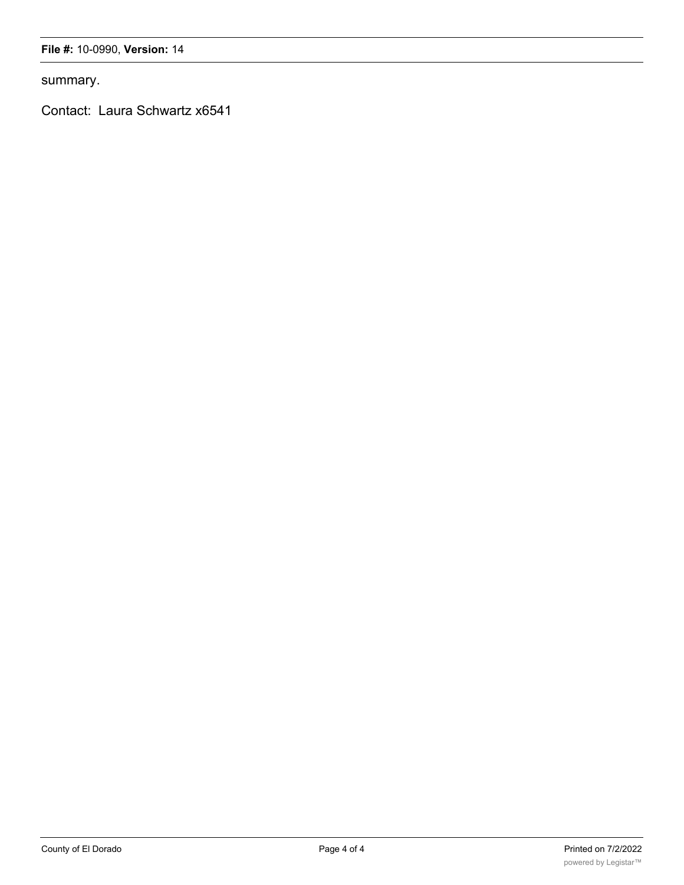summary.

Contact: Laura Schwartz x6541